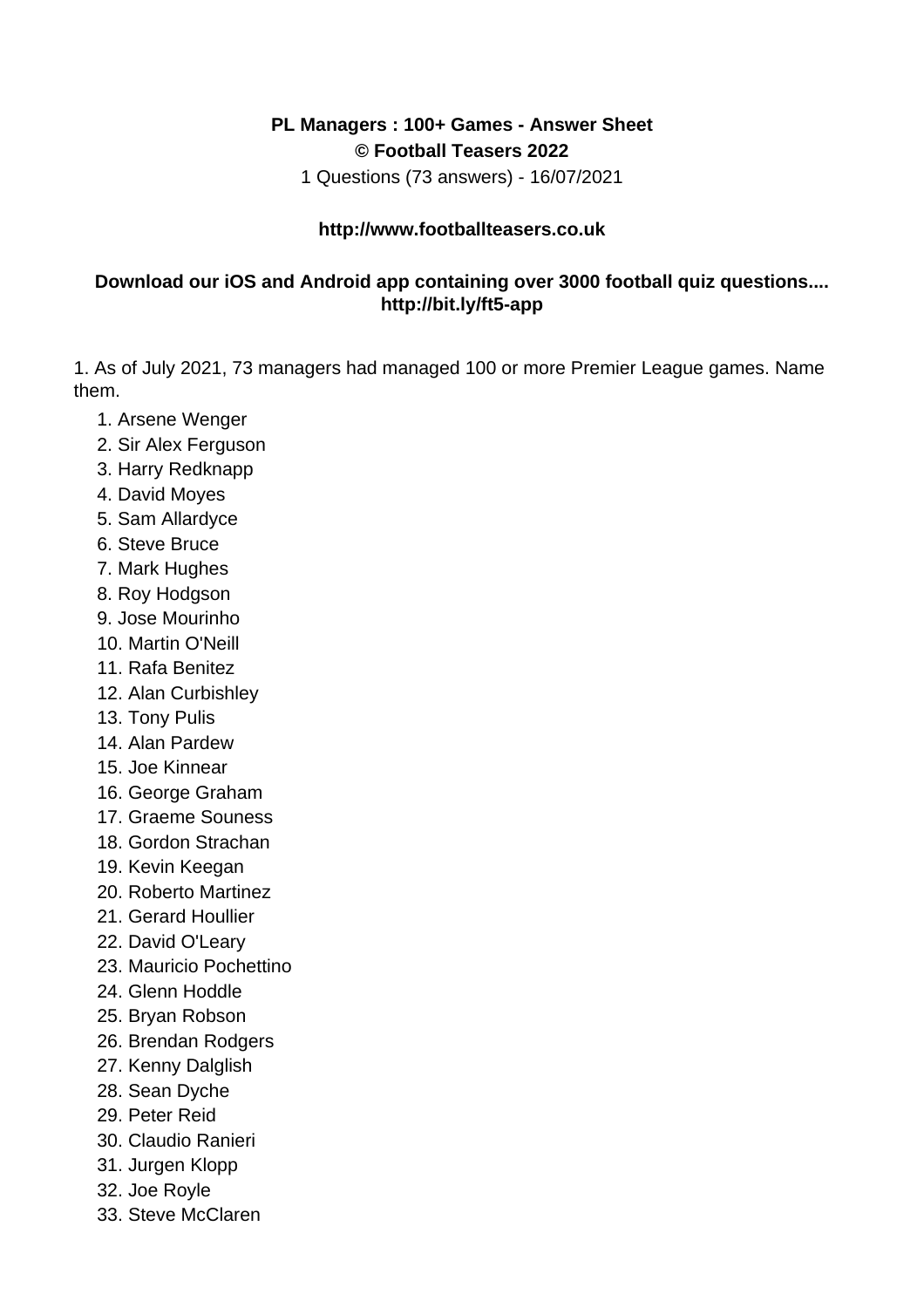**PL Managers : 100+ Games - Answer Sheet**

**© Football Teasers 2022**

1 Questions (73 answers) - 16/07/2021

**http://www.footballteasers.co.uk**

**Download our iOS and Android app containing over 3000 football quiz questions.... http://bit.ly/ft5-app**

1. As of July 2021, 73 managers had managed 100 or more Premier League games. Name them.

1. Arsene Wenger
2. Sir Alex Ferguson
3. Harry Redknapp
4. David Moyes
5. Sam Allardyce
6. Steve Bruce
7. Mark Hughes
8. Roy Hodgson
9. Jose Mourinho
10. Martin O'Neill
11. Rafa Benitez
12. Alan Curbishley
13. Tony Pulis
14. Alan Pardew
15. Joe Kinnear
16. George Graham
17. Graeme Souness
18. Gordon Strachan
19. Kevin Keegan
20. Roberto Martinez
21. Gerard Houllier
22. David O'Leary
23. Mauricio Pochettino
24. Glenn Hoddle
25. Bryan Robson
26. Brendan Rodgers
27. Kenny Dalglish
28. Sean Dyche
29. Peter Reid
30. Claudio Ranieri
31. Jurgen Klopp
32. Joe Royle
33. Steve McClaren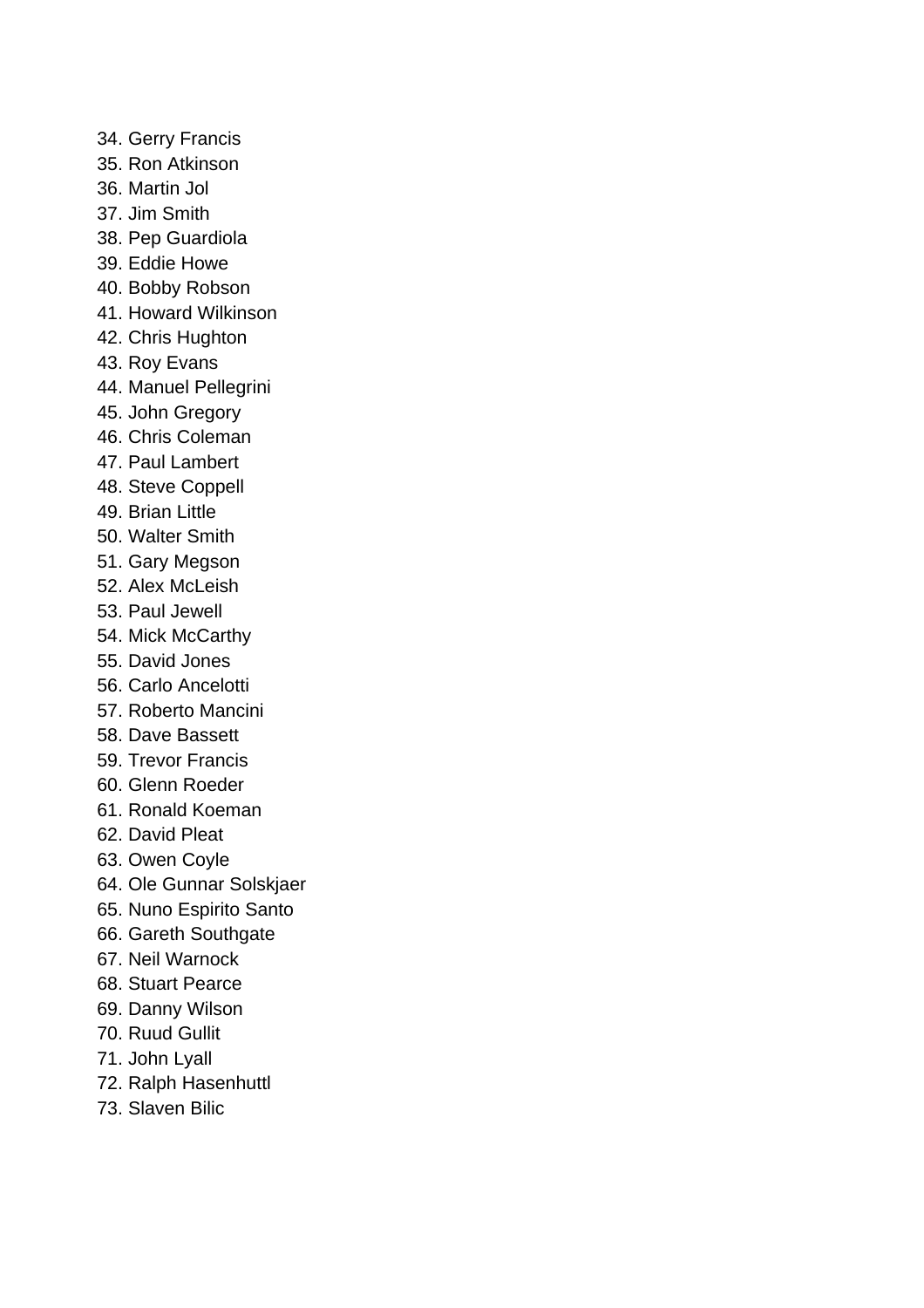34. Gerry Francis
35. Ron Atkinson
36. Martin Jol
37. Jim Smith
38. Pep Guardiola
39. Eddie Howe
40. Bobby Robson
41. Howard Wilkinson
42. Chris Hughton
43. Roy Evans
44. Manuel Pellegrini
45. John Gregory
46. Chris Coleman
47. Paul Lambert
48. Steve Coppell
49. Brian Little
50. Walter Smith
51. Gary Megson
52. Alex McLeish
53. Paul Jewell
54. Mick McCarthy
55. David Jones
56. Carlo Ancelotti
57. Roberto Mancini
58. Dave Bassett
59. Trevor Francis
60. Glenn Roeder
61. Ronald Koeman
62. David Pleat
63. Owen Coyle
64. Ole Gunnar Solskjaer
65. Nuno Espirito Santo
66. Gareth Southgate
67. Neil Warnock
68. Stuart Pearce
69. Danny Wilson
70. Ruud Gullit
71. John Lyall
72. Ralph Hasenhuttl
73. Slaven Bilic